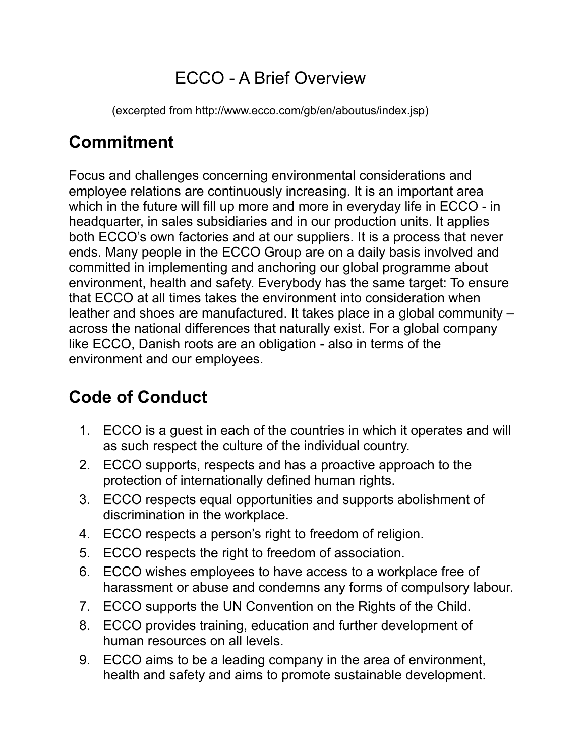# ECCO - A Brief Overview

(excerpted from http://www.ecco.com/gb/en/aboutus/index.jsp)

## Commitment

Focus and challenges concerning environmental considerations and employee relations are continuously increasing. It is an important area which in the future will fill up more and more in everyday life in ECCO - in headquarter, in sales subsidiaries and in our production units. It applies both ECCO's own factories and at our suppliers. It is a process that never ends. Many people in the ECCO Group are on a daily basis involved and committed in implementing and anchoring our global programme about environment, health and safety. Everybody has the same target: To ensure that ECCO at all times takes the environment into consideration when leather and shoes are manufactured. It takes place in a global community – across the national differences that naturally exist. For a global company like ECCO, Danish roots are an obligation - also in terms of the environment and our employees.

## Code of Conduct

1. ECCO is a guest in each of the countries in which it operates and will as such respect the culture of the individual country.
2. ECCO supports, respects and has a proactive approach to the protection of internationally defined human rights.
3. ECCO respects equal opportunities and supports abolishment of discrimination in the workplace.
4. ECCO respects a person's right to freedom of religion.
5. ECCO respects the right to freedom of association.
6. ECCO wishes employees to have access to a workplace free of harassment or abuse and condemns any forms of compulsory labour.
7. ECCO supports the UN Convention on the Rights of the Child.
8. ECCO provides training, education and further development of human resources on all levels.
9. ECCO aims to be a leading company in the area of environment, health and safety and aims to promote sustainable development.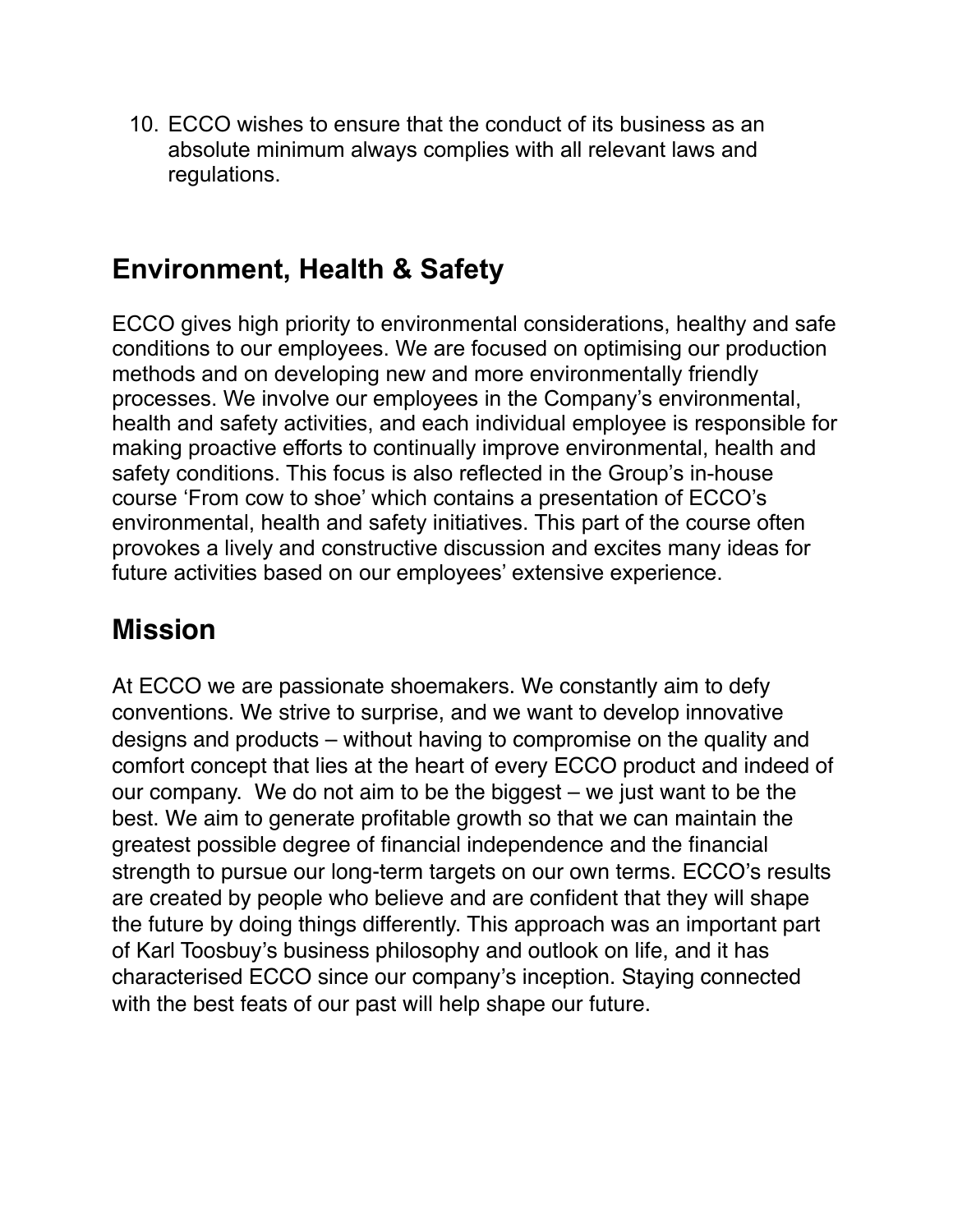10. ECCO wishes to ensure that the conduct of its business as an absolute minimum always complies with all relevant laws and regulations.

## Environment, Health & Safety

ECCO gives high priority to environmental considerations, healthy and safe conditions to our employees. We are focused on optimising our production methods and on developing new and more environmentally friendly processes. We involve our employees in the Company's environmental, health and safety activities, and each individual employee is responsible for making proactive efforts to continually improve environmental, health and safety conditions. This focus is also reflected in the Group's in-house course 'From cow to shoe' which contains a presentation of ECCO's environmental, health and safety initiatives. This part of the course often provokes a lively and constructive discussion and excites many ideas for future activities based on our employees' extensive experience.

## Mission

At ECCO we are passionate shoemakers. We constantly aim to defy conventions. We strive to surprise, and we want to develop innovative designs and products – without having to compromise on the quality and comfort concept that lies at the heart of every ECCO product and indeed of our company.  We do not aim to be the biggest – we just want to be the best. We aim to generate profitable growth so that we can maintain the greatest possible degree of financial independence and the financial strength to pursue our long-term targets on our own terms. ECCO's results are created by people who believe and are confident that they will shape the future by doing things differently. This approach was an important part of Karl Toosbuy's business philosophy and outlook on life, and it has characterised ECCO since our company's inception. Staying connected with the best feats of our past will help shape our future.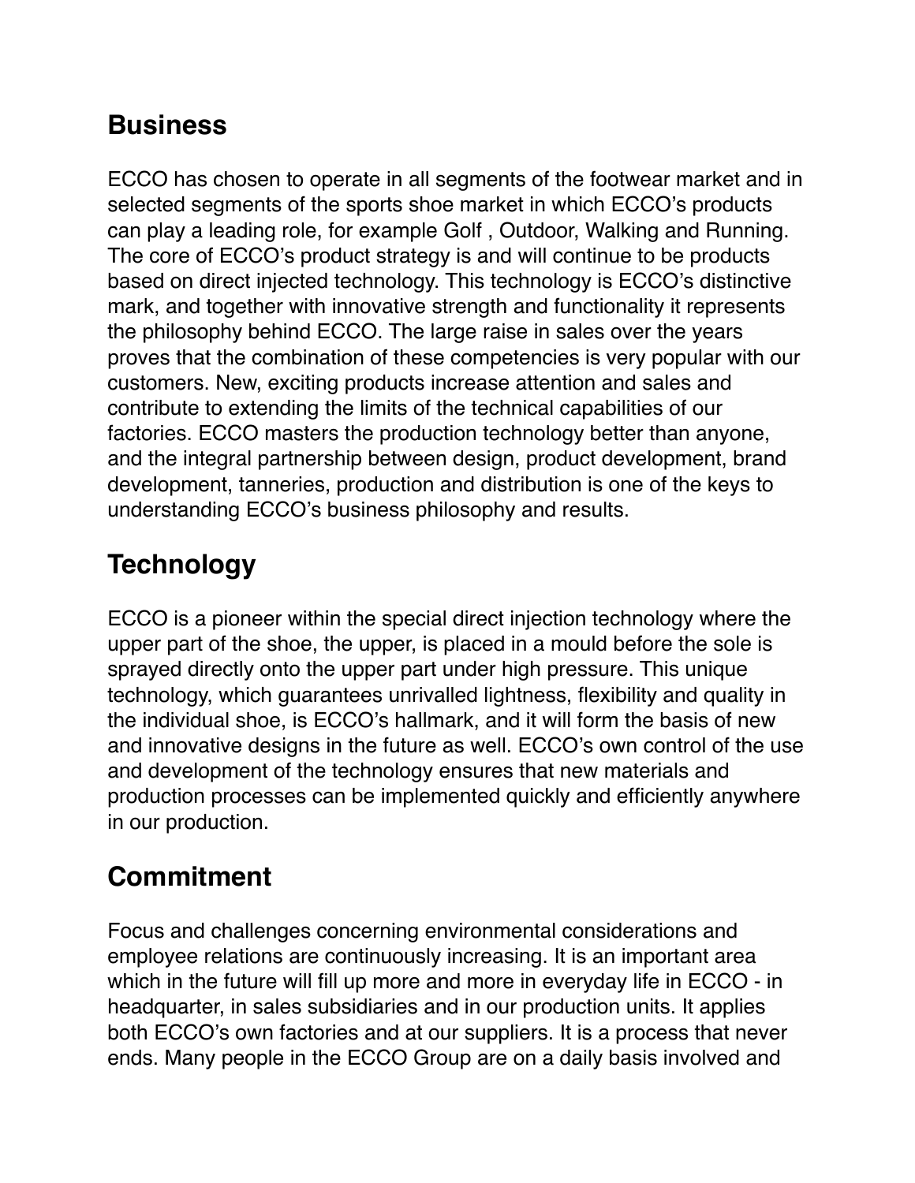## Business

ECCO has chosen to operate in all segments of the footwear market and in selected segments of the sports shoe market in which ECCO's products can play a leading role, for example Golf , Outdoor, Walking and Running. The core of ECCO's product strategy is and will continue to be products based on direct injected technology. This technology is ECCO's distinctive mark, and together with innovative strength and functionality it represents the philosophy behind ECCO. The large raise in sales over the years proves that the combination of these competencies is very popular with our customers. New, exciting products increase attention and sales and contribute to extending the limits of the technical capabilities of our factories. ECCO masters the production technology better than anyone, and the integral partnership between design, product development, brand development, tanneries, production and distribution is one of the keys to understanding ECCO's business philosophy and results.

## Technology

ECCO is a pioneer within the special direct injection technology where the upper part of the shoe, the upper, is placed in a mould before the sole is sprayed directly onto the upper part under high pressure. This unique technology, which guarantees unrivalled lightness, flexibility and quality in the individual shoe, is ECCO's hallmark, and it will form the basis of new and innovative designs in the future as well. ECCO's own control of the use and development of the technology ensures that new materials and production processes can be implemented quickly and efficiently anywhere in our production.

## Commitment

Focus and challenges concerning environmental considerations and employee relations are continuously increasing. It is an important area which in the future will fill up more and more in everyday life in ECCO - in headquarter, in sales subsidiaries and in our production units. It applies both ECCO's own factories and at our suppliers. It is a process that never ends. Many people in the ECCO Group are on a daily basis involved and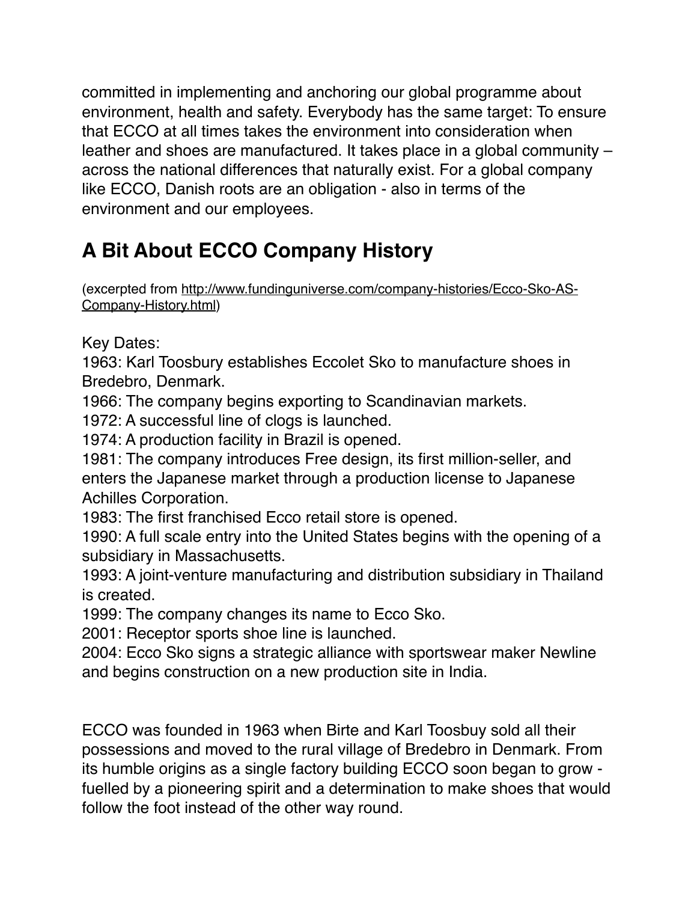committed in implementing and anchoring our global programme about environment, health and safety. Everybody has the same target: To ensure that ECCO at all times takes the environment into consideration when leather and shoes are manufactured. It takes place in a global community – across the national differences that naturally exist. For a global company like ECCO, Danish roots are an obligation - also in terms of the environment and our employees.

## A Bit About ECCO Company History

(excerpted from http://www.fundinguniverse.com/company-histories/Ecco-Sko-AS-Company-History.html)

Key Dates:
1963: Karl Toosbury establishes Eccolet Sko to manufacture shoes in Bredebro, Denmark.
1966: The company begins exporting to Scandinavian markets.
1972: A successful line of clogs is launched.
1974: A production facility in Brazil is opened.
1981: The company introduces Free design, its first million-seller, and enters the Japanese market through a production license to Japanese Achilles Corporation.
1983: The first franchised Ecco retail store is opened.
1990: A full scale entry into the United States begins with the opening of a subsidiary in Massachusetts.
1993: A joint-venture manufacturing and distribution subsidiary in Thailand is created.
1999: The company changes its name to Ecco Sko.
2001: Receptor sports shoe line is launched.
2004: Ecco Sko signs a strategic alliance with sportswear maker Newline and begins construction on a new production site in India.

ECCO was founded in 1963 when Birte and Karl Toosbuy sold all their possessions and moved to the rural village of Bredebro in Denmark. From its humble origins as a single factory building ECCO soon began to grow - fuelled by a pioneering spirit and a determination to make shoes that would follow the foot instead of the other way round.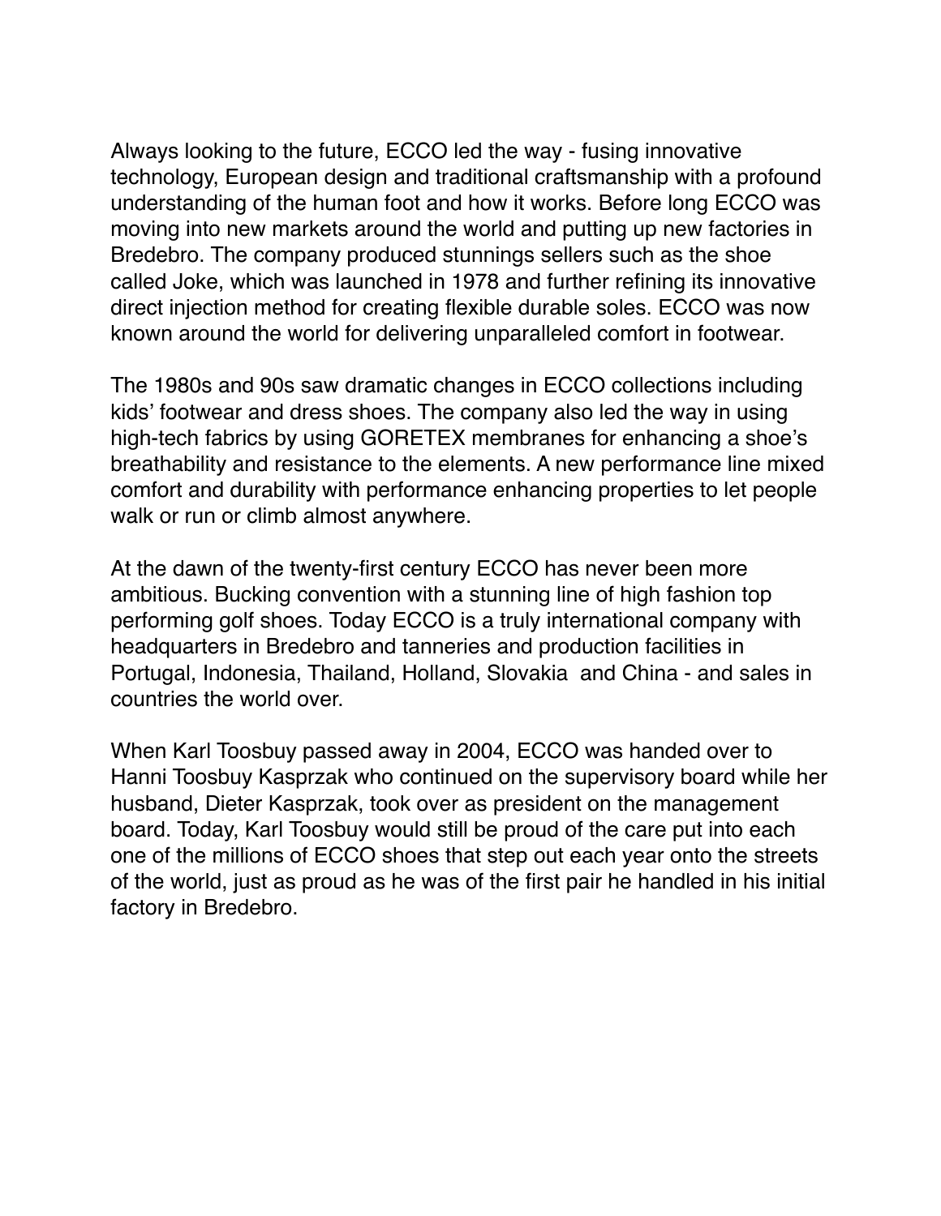Always looking to the future, ECCO led the way - fusing innovative technology, European design and traditional craftsmanship with a profound understanding of the human foot and how it works. Before long ECCO was moving into new markets around the world and putting up new factories in Bredebro. The company produced stunnings sellers such as the shoe called Joke, which was launched in 1978 and further refining its innovative direct injection method for creating flexible durable soles. ECCO was now known around the world for delivering unparalleled comfort in footwear.

The 1980s and 90s saw dramatic changes in ECCO collections including kids' footwear and dress shoes. The company also led the way in using high-tech fabrics by using GORETEX membranes for enhancing a shoe's breathability and resistance to the elements. A new performance line mixed comfort and durability with performance enhancing properties to let people walk or run or climb almost anywhere.

At the dawn of the twenty-first century ECCO has never been more ambitious. Bucking convention with a stunning line of high fashion top performing golf shoes. Today ECCO is a truly international company with headquarters in Bredebro and tanneries and production facilities in Portugal, Indonesia, Thailand, Holland, Slovakia  and China - and sales in countries the world over.

When Karl Toosbuy passed away in 2004, ECCO was handed over to Hanni Toosbuy Kasprzak who continued on the supervisory board while her husband, Dieter Kasprzak, took over as president on the management board. Today, Karl Toosbuy would still be proud of the care put into each one of the millions of ECCO shoes that step out each year onto the streets of the world, just as proud as he was of the first pair he handled in his initial factory in Bredebro.